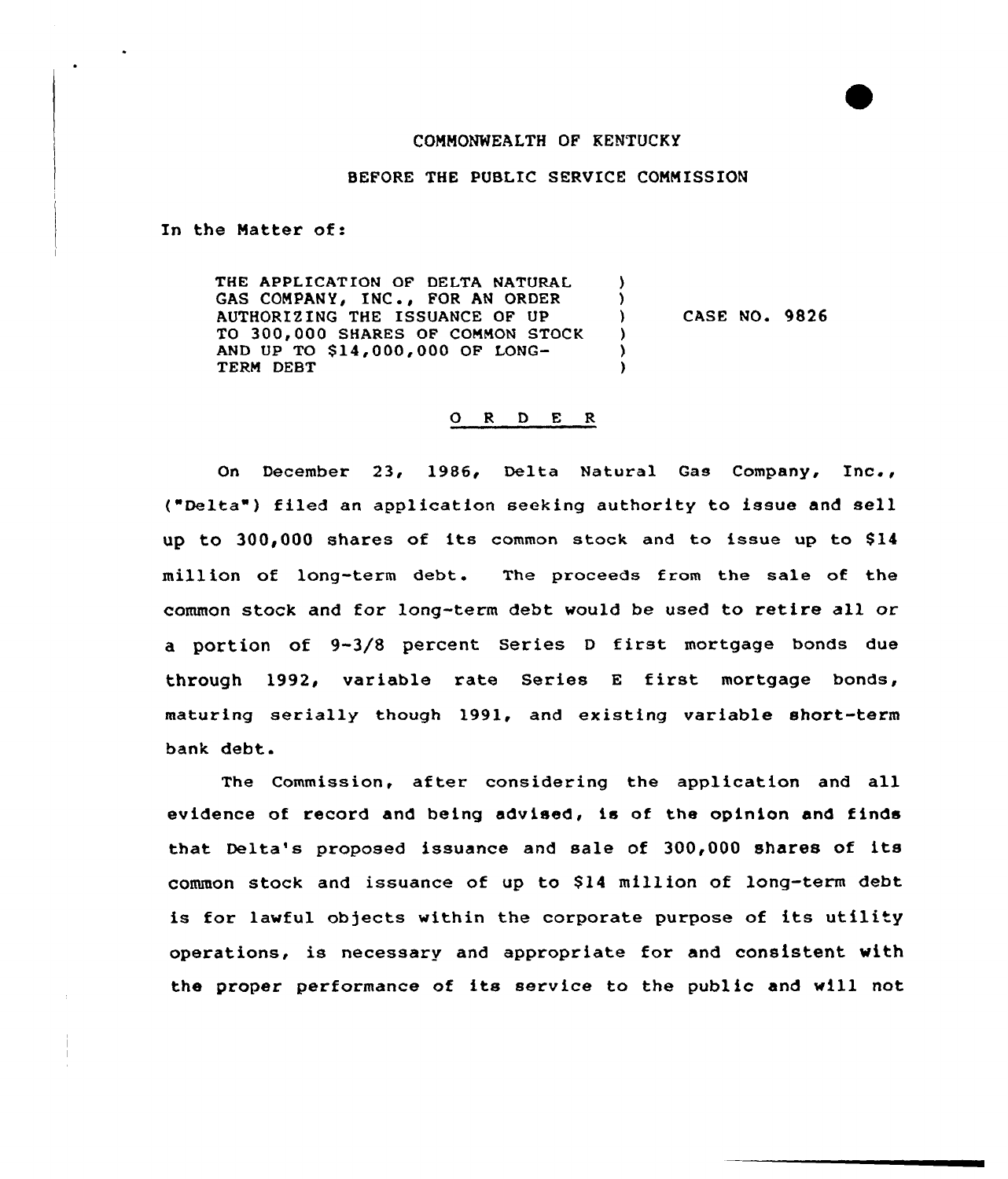COMMONWEALTH OF KENTUCKY

BEFORE THE PUBLIC SERVICE COMMISSION

In the Matter of:

THE APPLICATION OF DELTA NATURAL GAS COMPANY, INC., FOR AN ORDER AUTHORIZING THE ISSUANCE OF UP TO 300,000 SHARES OF COMMON STOCK AND UP TO $14,000,000 OF LONG-TERM DEBT ) CASE NO. 9826

O R D E R

On December 23, 1986, Delta Natural Gas Company, Inc., ("Delta") filed an application seeking authority to issue and sell up to 300,000 shares of its common stock and to issue up to $14 million of long-term debt. The proceeds from the sale of the common stock and for long-term debt would be used to retire all or a portion of 9-3/8 percent Series D first mortgage bonds due through 1992, variable rate Series E first mortgage bonds, maturing serially though 1991, and existing variable short-term bank debt.

The Commission, after considering the application and all evidence of record and being advised, is of the opinion and finds that Delta's proposed issuance and sale of 300,000 shares of its common stock and issuance of up to $14 million of long-term debt is for lawful objects within the corporate purpose of its utility operations, is necessary and appropriate for and consistent with the proper performance of its service to the public and will not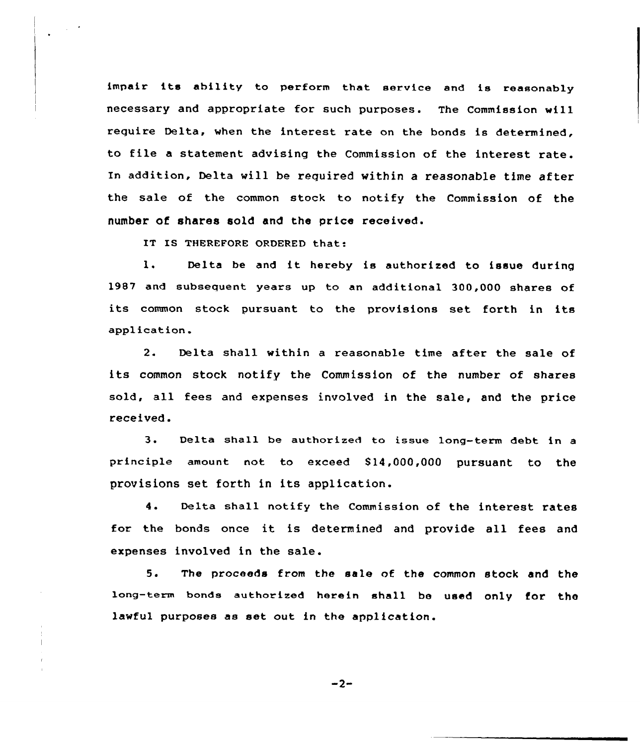impair its ability to perform that service and is reasonably necessary and appropriate for such purposes. The Commission will require Delta, when the interest rate on the bonds is determined, to file a statement advising the Commission of the interest rate. In addition, Delta will be required within a reasonable time after the sale of the common stock to notify the Commission of the number of shares sold and the price received.

IT IS THEREFORE ORDERED that:

1. Delta be and it hereby is authorized to issue during 1987 and subsequent years up to an additional 300,000 shares of its common stock pursuant to the provisions set forth in its application.

2. Delta shall within a reasonable time after the sale of its common stock notify the Commission of the number of shares sold, all fees and expenses involved in the sale, and the price received.

3. Delta shall be authorized to issue long-term debt in a principle amount not to exceed $14,000,000 pursuant to the provisions set forth in its application.

4. Delta shall notify the Commission of the interest rates for the bonds once it is determined and provide all fees and expenses involved in the sale.

5. The proceeds from the sale of the common stock and the long-term bonds authorized herein shall be used only for the lawful purposes as set out in the application.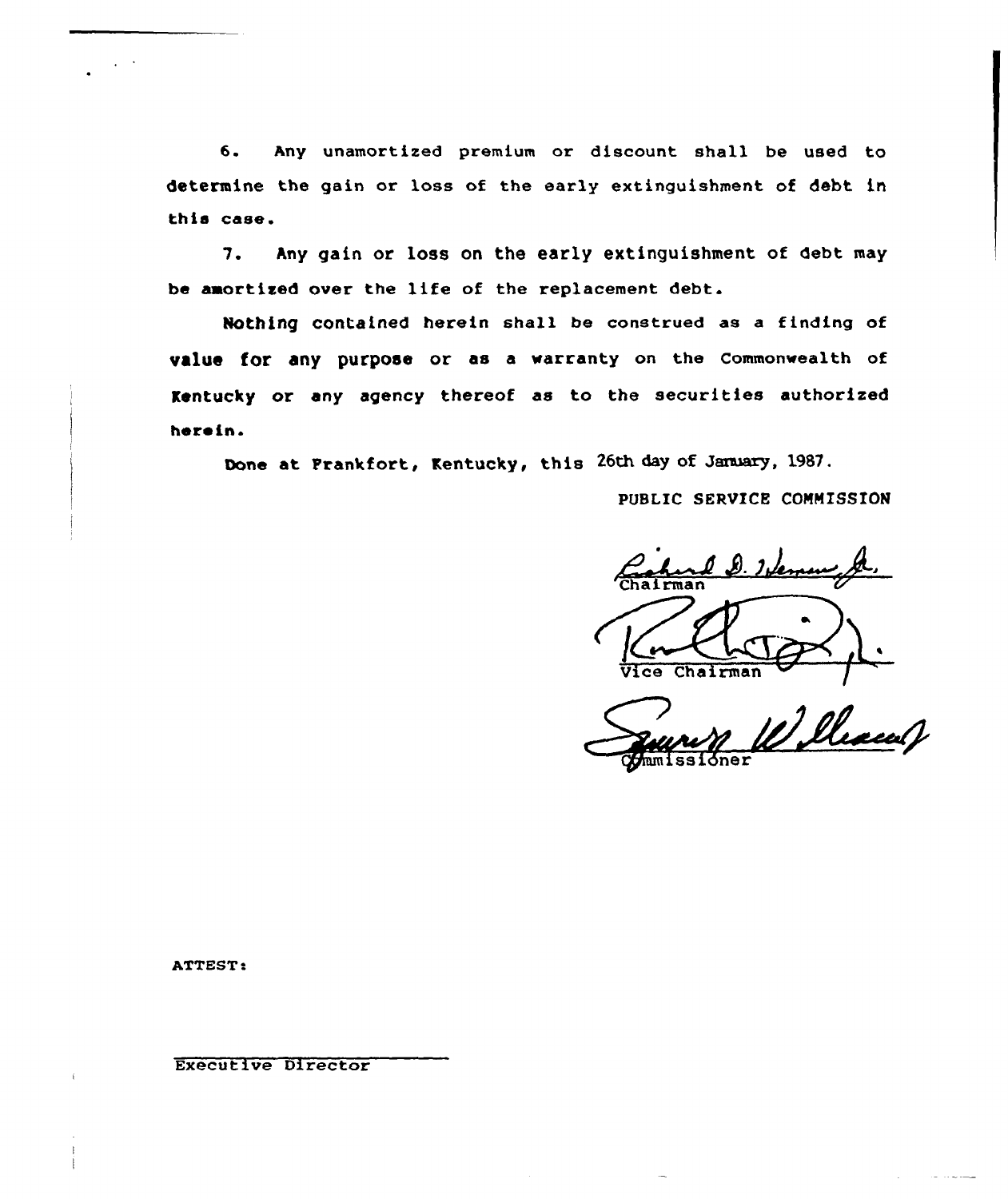6. Any unamortized premium or discount shall be used to determine the gain or loss of the early extinguishment of debt in this case.

7. Any gain or loss on the early extinguishment of debt may be amortized over the life of the replacement debt.

Nothing contained herein shall be construed as a finding of value for any purpose or as a warranty on the Commonwealth of Kentucky or any agency thereof as to the securities authorized herein.

Done at Frankfort, Kentucky, this 26th day of January, 1987.

PUBLIC SERVICE COMMISSION

Chairman

Vice Chairman

Commissioner

ATTEST:

Executive Director